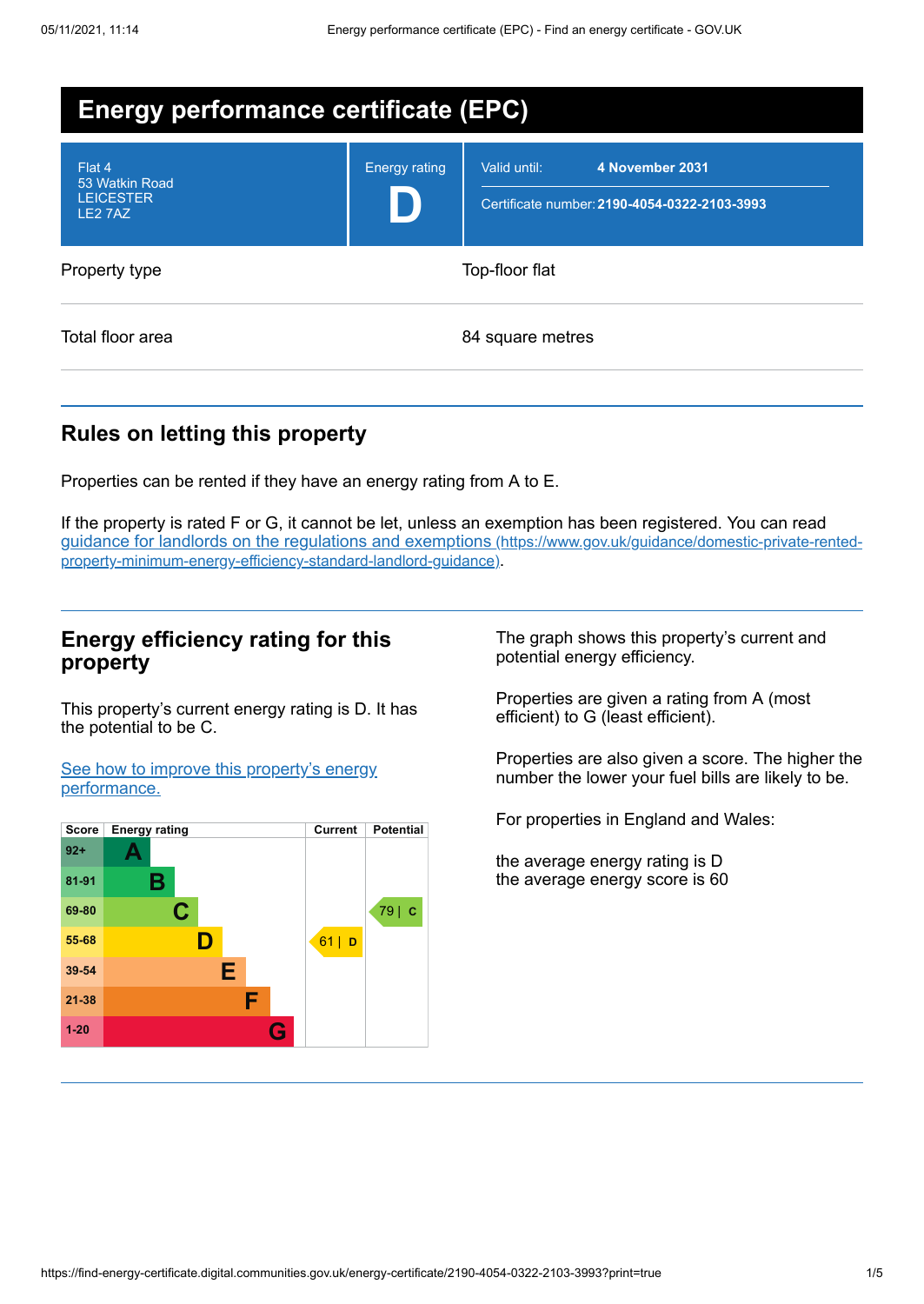# Energy performance certificate (EPC)

| | | |
|---|---|---|
| Flat 4<br>53 Watkin Road<br>LEICESTER<br>LE2 7AZ | Energy rating<br>**D** | Valid until: **4 November 2031**<br>Certificate number: **2190-4054-0322-2103-3993** |

| | |
|---|---|
| Property type | Top-floor flat |
| Total floor area | 84 square metres |

## Rules on letting this property

Properties can be rented if they have an energy rating from A to E.

If the property is rated F or G, it cannot be let, unless an exemption has been registered. You can read [guidance for landlords on the regulations and exemptions (https://www.gov.uk/guidance/domestic-private-rented-property-minimum-energy-efficiency-standard-landlord-guidance)](https://www.gov.uk/guidance/domestic-private-rented-property-minimum-energy-efficiency-standard-landlord-guidance).

## Energy efficiency rating for this property

This property's current energy rating is D. It has the potential to be C.

[See how to improve this property's energy performance.]()

| Score | Energy rating | Current | Potential |
|---|---|---|---|
| 92+ | A | | |
| 81-91 | B | | |
| 69-80 | C | | 79 \| C |
| 55-68 | D | 61 \| D | |
| 39-54 | E | | |
| 21-38 | F | | |
| 1-20 | G | | |

The graph shows this property's current and potential energy efficiency.

Properties are given a rating from A (most efficient) to G (least efficient).

Properties are also given a score. The higher the number the lower your fuel bills are likely to be.

For properties in England and Wales:

the average energy rating is D
the average energy score is 60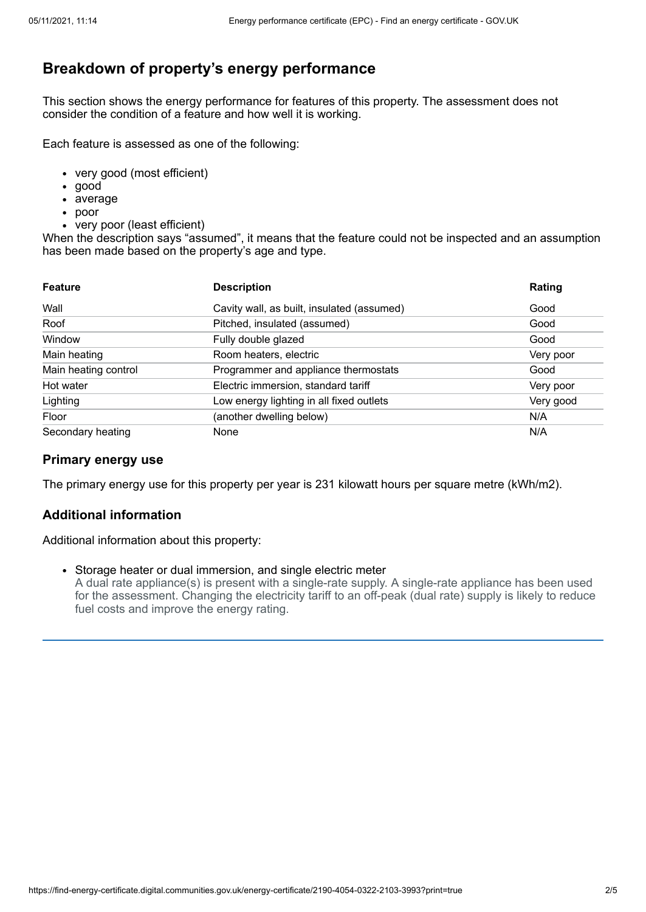## Breakdown of property's energy performance

This section shows the energy performance for features of this property. The assessment does not consider the condition of a feature and how well it is working.

Each feature is assessed as one of the following:

- very good (most efficient)
- good
- average
- poor
- very poor (least efficient)

When the description says "assumed", it means that the feature could not be inspected and an assumption has been made based on the property's age and type.

| Feature | Description | Rating |
|---|---|---|
| Wall | Cavity wall, as built, insulated (assumed) | Good |
| Roof | Pitched, insulated (assumed) | Good |
| Window | Fully double glazed | Good |
| Main heating | Room heaters, electric | Very poor |
| Main heating control | Programmer and appliance thermostats | Good |
| Hot water | Electric immersion, standard tariff | Very poor |
| Lighting | Low energy lighting in all fixed outlets | Very good |
| Floor | (another dwelling below) | N/A |
| Secondary heating | None | N/A |

### Primary energy use

The primary energy use for this property per year is 231 kilowatt hours per square metre (kWh/m2).

### Additional information

Additional information about this property:

- Storage heater or dual immersion, and single electric meter
  A dual rate appliance(s) is present with a single-rate supply. A single-rate appliance has been used for the assessment. Changing the electricity tariff to an off-peak (dual rate) supply is likely to reduce fuel costs and improve the energy rating.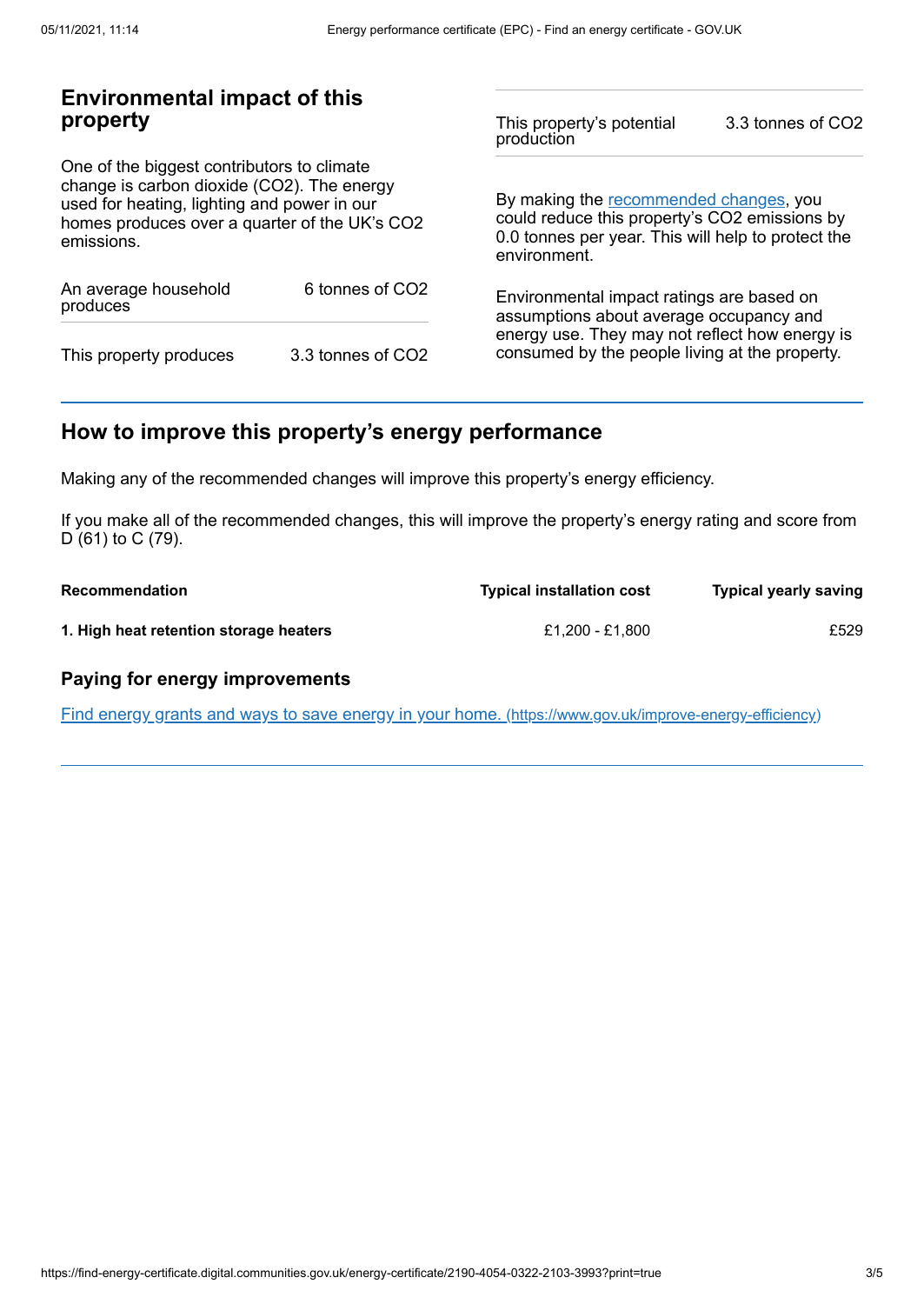## Environmental impact of this property

One of the biggest contributors to climate change is carbon dioxide ($CO_2$). The energy used for heating, lighting and power in our homes produces over a quarter of the UK's $CO_2$ emissions.

| | |
|---|---|
| An average household produces | 6 tonnes of $CO_2$ |
| This property produces | 3.3 tonnes of $CO_2$ |
| This property's potential production | 3.3 tonnes of $CO_2$ |

By making the recommended changes, you could reduce this property's $CO_2$ emissions by 0.0 tonnes per year. This will help to protect the environment.

Environmental impact ratings are based on assumptions about average occupancy and energy use. They may not reflect how energy is consumed by the people living at the property.

## How to improve this property's energy performance

Making any of the recommended changes will improve this property's energy efficiency.

If you make all of the recommended changes, this will improve the property's energy rating and score from D (61) to C (79).

| Recommendation | Typical installation cost | Typical yearly saving |
|---|---|---|
| **1. High heat retention storage heaters** | £1,200 - £1,800 | £529 |

### Paying for energy improvements

[Find energy grants and ways to save energy in your home. (https://www.gov.uk/improve-energy-efficiency)](https://www.gov.uk/improve-energy-efficiency)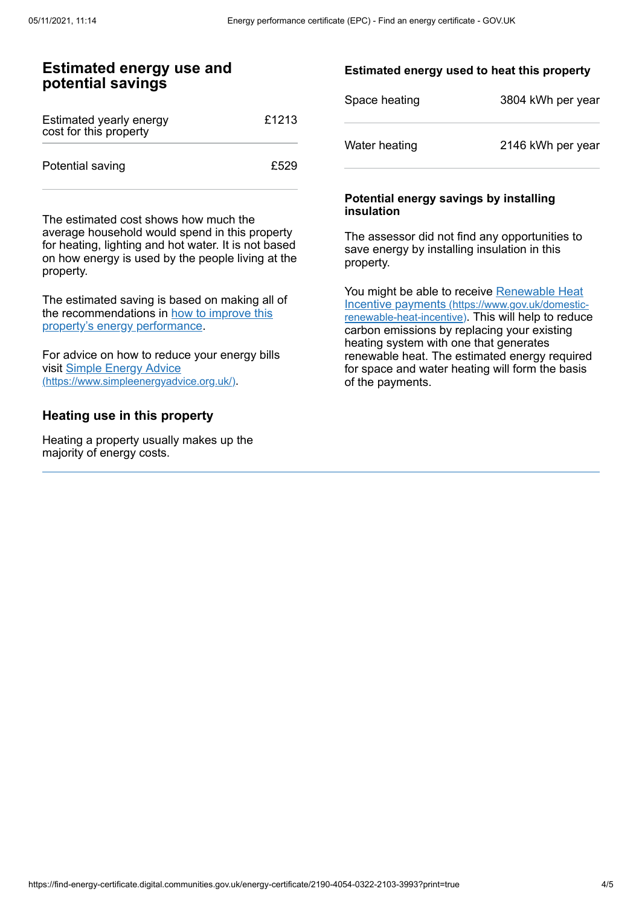## Estimated energy use and potential savings

| Estimated yearly energy cost for this property | £1213 |
| --- | --- |
| Potential saving | £529 |

The estimated cost shows how much the average household would spend in this property for heating, lighting and hot water. It is not based on how energy is used by the people living at the property.

The estimated saving is based on making all of the recommendations in [how to improve this property's energy performance](#).

For advice on how to reduce your energy bills visit [Simple Energy Advice](https://www.simpleenergyadvice.org.uk/) (https://www.simpleenergyadvice.org.uk/).

### Heating use in this property

Heating a property usually makes up the majority of energy costs.

#### Estimated energy used to heat this property

| Space heating | 3804 kWh per year |
| --- | --- |
| Water heating | 2146 kWh per year |

#### Potential energy savings by installing insulation

The assessor did not find any opportunities to save energy by installing insulation in this property.

You might be able to receive [Renewable Heat Incentive payments](https://www.gov.uk/domestic-renewable-heat-incentive) (https://www.gov.uk/domestic-renewable-heat-incentive). This will help to reduce carbon emissions by replacing your existing heating system with one that generates renewable heat. The estimated energy required for space and water heating will form the basis of the payments.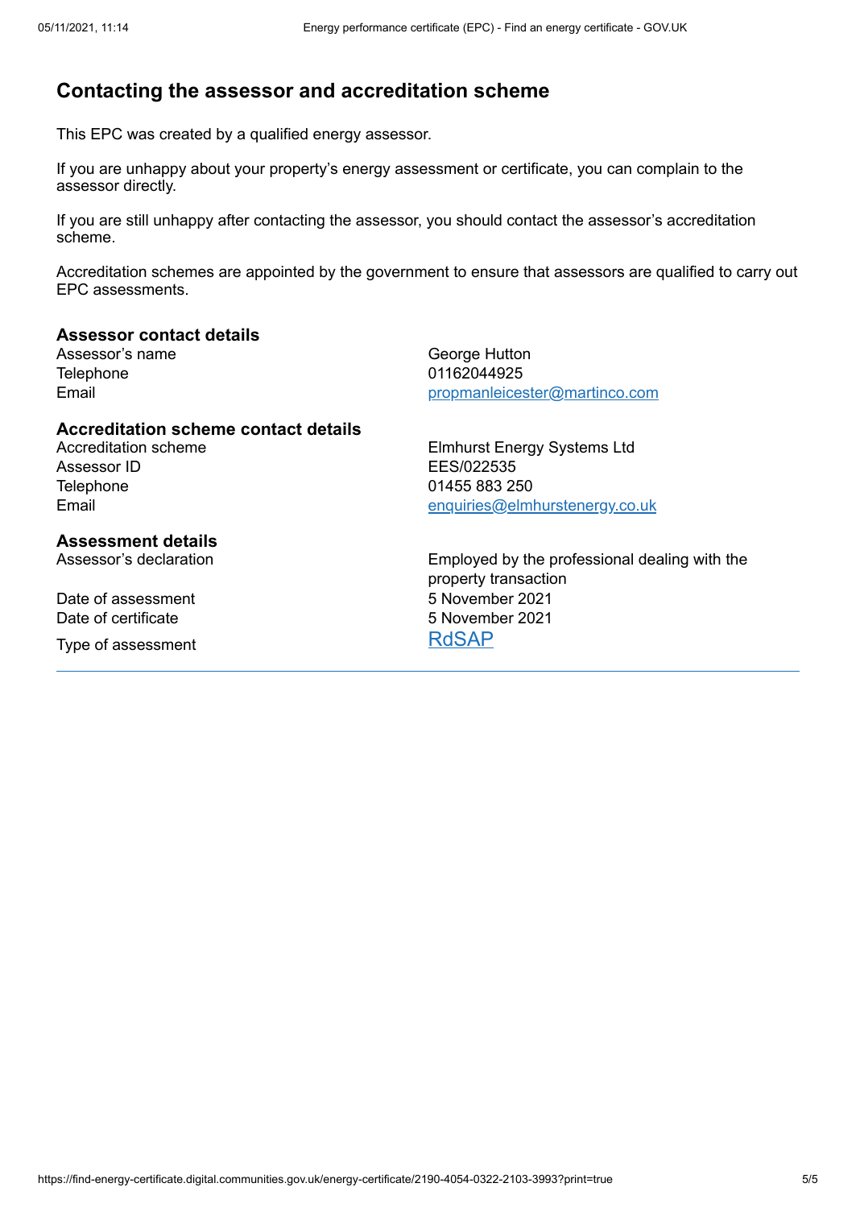## Contacting the assessor and accreditation scheme

This EPC was created by a qualified energy assessor.

If you are unhappy about your property's energy assessment or certificate, you can complain to the assessor directly.

If you are still unhappy after contacting the assessor, you should contact the assessor's accreditation scheme.

Accreditation schemes are appointed by the government to ensure that assessors are qualified to carry out EPC assessments.

### Assessor contact details

| | |
|---|---|
| Assessor's name | George Hutton |
| Telephone | 01162044925 |
| Email | propmanleicester@martinco.com |

### Accreditation scheme contact details

| | |
|---|---|
| Accreditation scheme | Elmhurst Energy Systems Ltd |
| Assessor ID | EES/022535 |
| Telephone | 01455 883 250 |
| Email | enquiries@elmhurstenergy.co.uk |

### Assessment details

| | |
|---|---|
| Assessor's declaration | Employed by the professional dealing with the property transaction |
| Date of assessment | 5 November 2021 |
| Date of certificate | 5 November 2021 |
| Type of assessment | RdSAP |